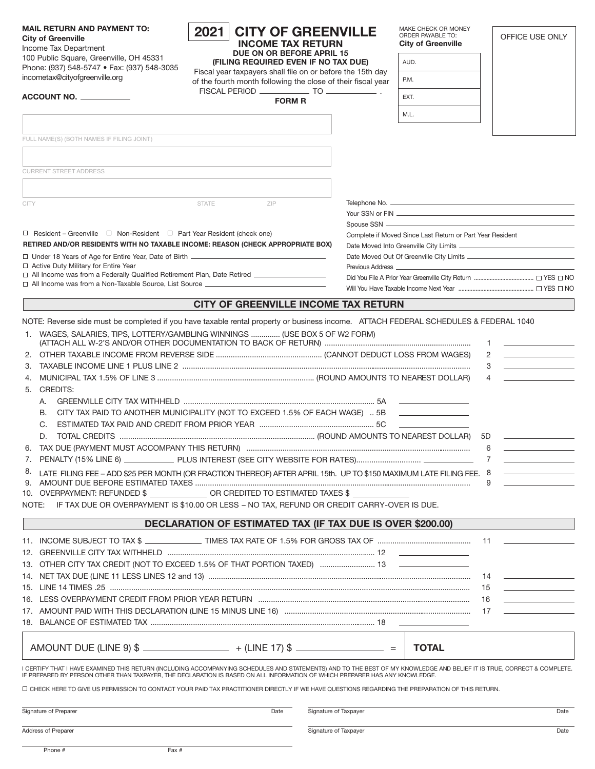**MAIL RETURN AND PAYMENT TO:**
**City of Greenville**
Income Tax Department
100 Public Square, Greenville, OH 45331
Phone: (937) 548-5747 • Fax: (937) 548-3035
incometax@cityofgreenville.org

**ACCOUNT NO.** ____________

# 2021 CITY OF GREENVILLE

## INCOME TAX RETURN

**DUE ON OR BEFORE APRIL 15**
**(FILING REQUIRED EVEN IF NO TAX DUE)**
Fiscal year taxpayers shall file on or before the 15th day of the fourth month following the close of their fiscal year
FISCAL PERIOD ____________ TO ____________ .

**FORM R**

MAKE CHECK OR MONEY ORDER PAYABLE TO:
**City of Greenville**

| AUD. |
|---|
| P.M. |
| EXT. |
| M.L. |

OFFICE USE ONLY

FULL NAME(S) (BOTH NAMES IF FILING JOINT)

CURRENT STREET ADDRESS

CITY STATE ZIP

Telephone No. ____________
Your SSN or FIN ____________
Spouse SSN ____________

☐ Resident – Greenville ☐ Non-Resident ☐ Part Year Resident (check one)

**RETIRED AND/OR RESIDENTS WITH NO TAXABLE INCOME: REASON (CHECK APPROPRIATE BOX)**

- ☐ Under 18 Years of Age for Entire Year, Date of Birth ____________
- ☐ Active Duty Military for Entire Year
- ☐ All Income was from a Federally Qualified Retirement Plan, Date Retired ____________
- ☐ All Income was from a Non-Taxable Source, List Source ____________

Complete if Moved Since Last Return or Part Year Resident
Date Moved Into Greenville City Limits ____________
Date Moved Out Of Greenville City Limits ____________
Previous Address ____________
Did You File A Prior Year Greenville City Return ☐ YES ☐ NO
Will You Have Taxable Income Next Year ☐ YES ☐ NO

## CITY OF GREENVILLE INCOME TAX RETURN

NOTE: Reverse side must be completed if you have taxable rental property or business income. ATTACH FEDERAL SCHEDULES & FEDERAL 1040

1. WAGES, SALARIES, TIPS, LOTTERY/GAMBLING WINNINGS .............. (USE BOX 5 OF W2 FORM) (ATTACH ALL W-2'S AND/OR OTHER DOCUMENTATION TO BACK OF RETURN) ..... 1 ____________
2. OTHER TAXABLE INCOME FROM REVERSE SIDE ..... (CANNOT DEDUCT LOSS FROM WAGES) 2 ____________
3. TAXABLE INCOME LINE 1 PLUS LINE 2 ..... 3 ____________
4. MUNICIPAL TAX 1.5% OF LINE 3 ..... (ROUND AMOUNTS TO NEAREST DOLLAR) 4 ____________
5. CREDITS:
   - A. GREENVILLE CITY TAX WITHHELD ..... 5A ____________
   - B. CITY TAX PAID TO ANOTHER MUNICIPALITY (NOT TO EXCEED 1.5% OF EACH WAGE) .. 5B ____________
   - C. ESTIMATED TAX PAID AND CREDIT FROM PRIOR YEAR ..... 5C ____________
   - D. TOTAL CREDITS ..... (ROUND AMOUNTS TO NEAREST DOLLAR) 5D ____________
6. TAX DUE (PAYMENT MUST ACCOMPANY THIS RETURN) ..... 6 ____________
7. PENALTY (15% LINE 6) ____________ PLUS INTEREST (SEE CITY WEBSITE FOR RATES)..... 7 ____________
8. LATE FILING FEE – ADD $25 PER MONTH (OR FRACTION THEREOF) AFTER APRIL 15th. UP TO $150 MAXIMUM LATE FILING FEE. 8 ____________
9. AMOUNT DUE BEFORE ESTIMATED TAXES ..... 9 ____________
10. OVERPAYMENT: REFUNDED $ ____________ OR CREDITED TO ESTIMATED TAXES $ ____________

NOTE: IF TAX DUE OR OVERPAYMENT IS $10.00 OR LESS – NO TAX, REFUND OR CREDIT CARRY-OVER IS DUE.

## DECLARATION OF ESTIMATED TAX (IF TAX DUE IS OVER $200.00)

11. INCOME SUBJECT TO TAX $ ____________ TIMES TAX RATE OF 1.5% FOR GROSS TAX OF ..... 11 ____________
12. GREENVILLE CITY TAX WITHHELD ..... 12 ____________
13. OTHER CITY TAX CREDIT (NOT TO EXCEED 1.5% OF THAT PORTION TAXED) ..... 13 ____________
14. NET TAX DUE (LINE 11 LESS LINES 12 and 13) ..... 14 ____________
15. LINE 14 TIMES .25 ..... 15 ____________
16. LESS OVERPAYMENT CREDIT FROM PRIOR YEAR RETURN ..... 16 ____________
17. AMOUNT PAID WITH THIS DECLARATION (LINE 15 MINUS LINE 16) ..... 17 ____________
18. BALANCE OF ESTIMATED TAX ..... 18 ____________

| AMOUNT DUE (LINE 9) $ ____________ + (LINE 17) $ ____________ = | **TOTAL** |
|---|---|

I CERTIFY THAT I HAVE EXAMINED THIS RETURN (INCLUDING ACCOMPANYING SCHEDULES AND STATEMENTS) AND TO THE BEST OF MY KNOWLEDGE AND BELIEF IT IS TRUE, CORRECT & COMPLETE. IF PREPARED BY PERSON OTHER THAN TAXPAYER, THE DECLARATION IS BASED ON ALL INFORMATION OF WHICH PREPARER HAS ANY KNOWLEDGE.

☐ CHECK HERE TO GIVE US PERMISSION TO CONTACT YOUR PAID TAX PRACTITIONER DIRECTLY IF WE HAVE QUESTIONS REGARDING THE PREPARATION OF THIS RETURN.

Signature of Preparer ____________ Date ____________ Signature of Taxpayer ____________ Date ____________

Address of Preparer ____________ Signature of Taxpayer ____________ Date ____________

Phone # ____________ Fax # ____________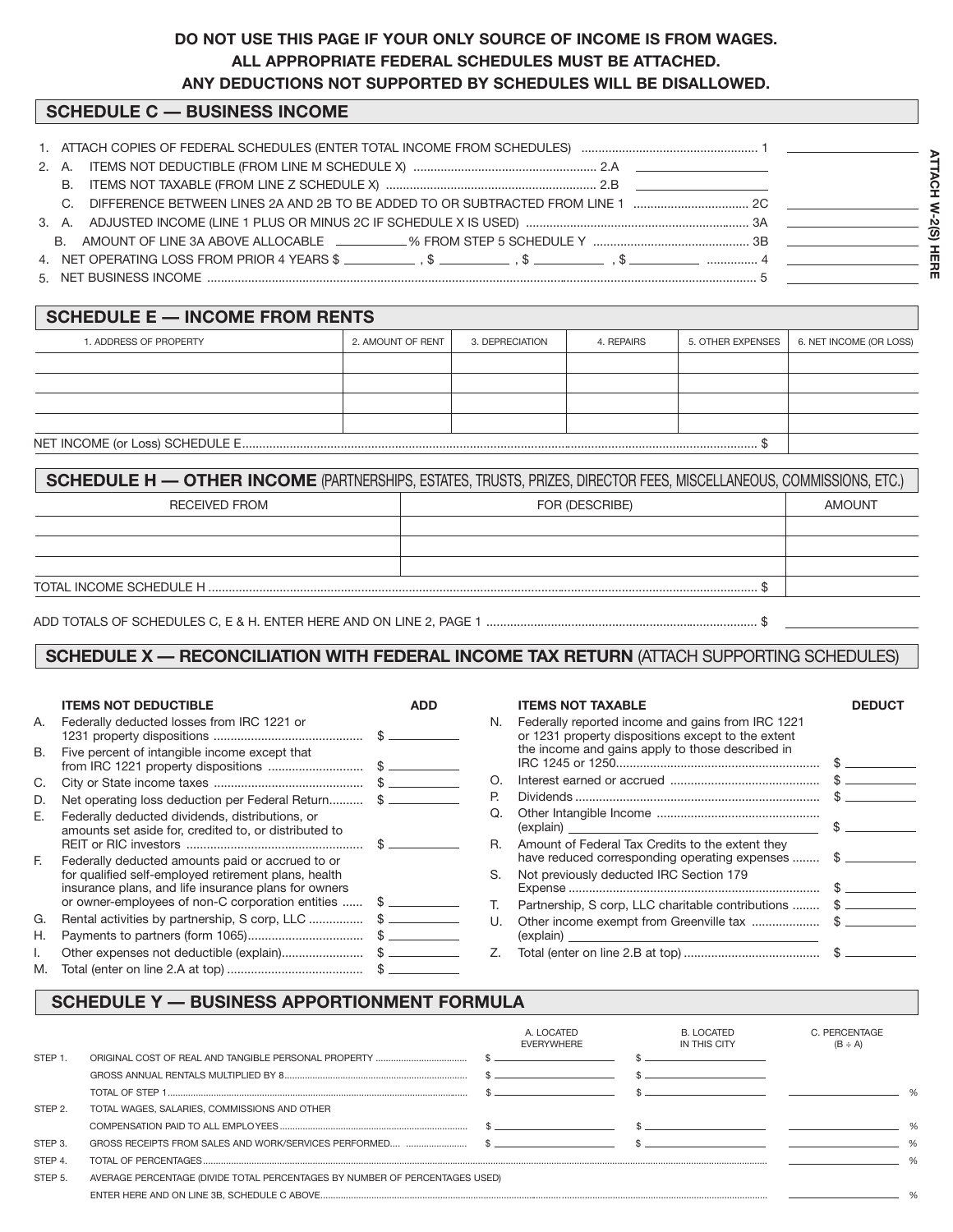**DO NOT USE THIS PAGE IF YOUR ONLY SOURCE OF INCOME IS FROM WAGES.**
**ALL APPROPRIATE FEDERAL SCHEDULES MUST BE ATTACHED.**
**ANY DEDUCTIONS NOT SUPPORTED BY SCHEDULES WILL BE DISALLOWED.**

ATTACH W-2(S) HERE

## SCHEDULE C — BUSINESS INCOME

1. ATTACH COPIES OF FEDERAL SCHEDULES (ENTER TOTAL INCOME FROM SCHEDULES) .................................................... 1 ______
2. A. ITEMS NOT DEDUCTIBLE (FROM LINE M SCHEDULE X) ..................................................... 2.A ______
   B. ITEMS NOT TAXABLE (FROM LINE Z SCHEDULE X) ............................................................ 2.B ______
   C. DIFFERENCE BETWEEN LINES 2A AND 2B TO BE ADDED TO OR SUBTRACTED FROM LINE 1 ................................. 2C ______
3. A. ADJUSTED INCOME (LINE 1 PLUS OR MINUS 2C IF SCHEDULE X IS USED) ................................................................. 3A ______
   B. AMOUNT OF LINE 3A ABOVE ALLOCABLE ______ % FROM STEP 5 SCHEDULE Y ............................................. 3B ______
4. NET OPERATING LOSS FROM PRIOR 4 YEARS $ ______ , $ ______ , $ ______ , $ ______ .............. 4 ______
5. NET BUSINESS INCOME ................................................................................................................................................. 5 ______

## SCHEDULE E — INCOME FROM RENTS

| 1. ADDRESS OF PROPERTY | 2. AMOUNT OF RENT | 3. DEPRECIATION | 4. REPAIRS | 5. OTHER EXPENSES | 6. NET INCOME (OR LOSS) |
|---|---|---|---|---|---|
| | | | | | |
| | | | | | |
| | | | | | |
| | | | | | |
| NET INCOME (or Loss) SCHEDULE E........ $ | | | | | |

## SCHEDULE H — OTHER INCOME (PARTNERSHIPS, ESTATES, TRUSTS, PRIZES, DIRECTOR FEES, MISCELLANEOUS, COMMISSIONS, ETC.)

| RECEIVED FROM | FOR (DESCRIBE) | AMOUNT |
|---|---|---|
| | | |
| | | |
| | | |
| TOTAL INCOME SCHEDULE H ........ $ | | |

ADD TOTALS OF SCHEDULES C, E & H. ENTER HERE AND ON LINE 2, PAGE 1 ............................................................................... $ ______

## SCHEDULE X — RECONCILIATION WITH FEDERAL INCOME TAX RETURN (ATTACH SUPPORTING SCHEDULES)

| | ITEMS NOT DEDUCTIBLE | ADD |
|---|---|---|
| A. | Federally deducted losses from IRC 1221 or 1231 property dispositions | $ ______ |
| B. | Five percent of intangible income except that from IRC 1221 property dispositions | $ ______ |
| C. | City or State income taxes | $ ______ |
| D. | Net operating loss deduction per Federal Return | $ ______ |
| E. | Federally deducted dividends, distributions, or amounts set aside for, credited to, or distributed to REIT or RIC investors | $ ______ |
| F. | Federally deducted amounts paid or accrued to or for qualified self-employed retirement plans, health insurance plans, and life insurance plans for owners or owner-employees of non-C corporation entities | $ ______ |
| G. | Rental activities by partnership, S corp, LLC | $ ______ |
| H. | Payments to partners (form 1065) | $ ______ |
| I. | Other expenses not deductible (explain) | $ ______ |
| M. | Total (enter on line 2.A at top) | $ ______ |

| | ITEMS NOT TAXABLE | DEDUCT |
|---|---|---|
| N. | Federally reported income and gains from IRC 1221 or 1231 property dispositions except to the extent the income and gains apply to those described in IRC 1245 or 1250 | $ ______ |
| O. | Interest earned or accrued | $ ______ |
| P. | Dividends | $ ______ |
| Q. | Other Intangible Income (explain) ______ | $ ______ |
| R. | Amount of Federal Tax Credits to the extent they have reduced corresponding operating expenses | $ ______ |
| S. | Not previously deducted IRC Section 179 Expense | $ ______ |
| T. | Partnership, S corp, LLC charitable contributions | $ ______ |
| U. | Other income exempt from Greenville tax (explain) ______ | $ ______ |
| Z. | Total (enter on line 2.B at top) | $ ______ |

## SCHEDULE Y — BUSINESS APPORTIONMENT FORMULA

| | | A. LOCATED EVERYWHERE | B. LOCATED IN THIS CITY | C. PERCENTAGE (B ÷ A) |
|---|---|---|---|---|
| STEP 1. | ORIGINAL COST OF REAL AND TANGIBLE PERSONAL PROPERTY | $ | $ | |
| | GROSS ANNUAL RENTALS MULTIPLIED BY 8 | $ | $ | |
| | TOTAL OF STEP 1 | $ | $ | % |
| STEP 2. | TOTAL WAGES, SALARIES, COMMISSIONS AND OTHER COMPENSATION PAID TO ALL EMPLOYEES | $ | $ | % |
| STEP 3. | GROSS RECEIPTS FROM SALES AND WORK/SERVICES PERFORMED.... | $ | $ | % |
| STEP 4. | TOTAL OF PERCENTAGES | | | % |
| STEP 5. | AVERAGE PERCENTAGE (DIVIDE TOTAL PERCENTAGES BY NUMBER OF PERCENTAGES USED) ENTER HERE AND ON LINE 3B, SCHEDULE C ABOVE | | | % |